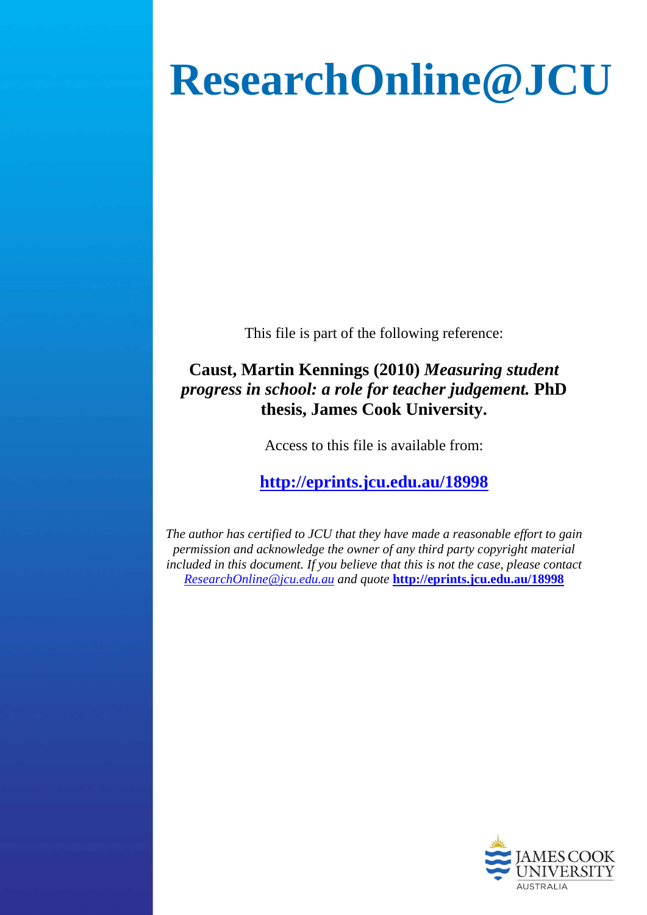# ResearchOnline@JCU

This file is part of the following reference:

**Caust, Martin Kennings (2010)** ***Measuring student progress in school: a role for teacher judgement.*** **PhD thesis, James Cook University.**

Access to this file is available from:

**http://eprints.jcu.edu.au/18998**

*The author has certified to JCU that they have made a reasonable effort to gain permission and acknowledge the owner of any third party copyright material included in this document. If you believe that this is not the case, please contact ResearchOnline@jcu.edu.au and quote* **http://eprints.jcu.edu.au/18998**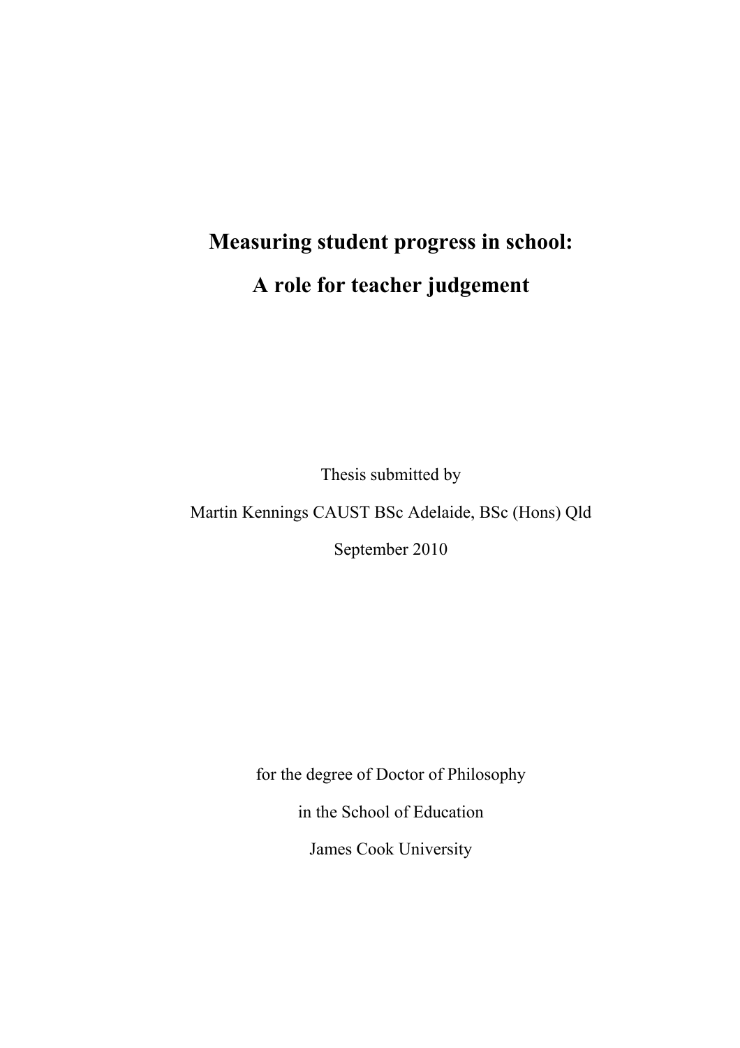# Measuring student progress in school:

# A role for teacher judgement

Thesis submitted by

Martin Kennings CAUST BSc Adelaide, BSc (Hons) Qld

September 2010

for the degree of Doctor of Philosophy

in the School of Education

James Cook University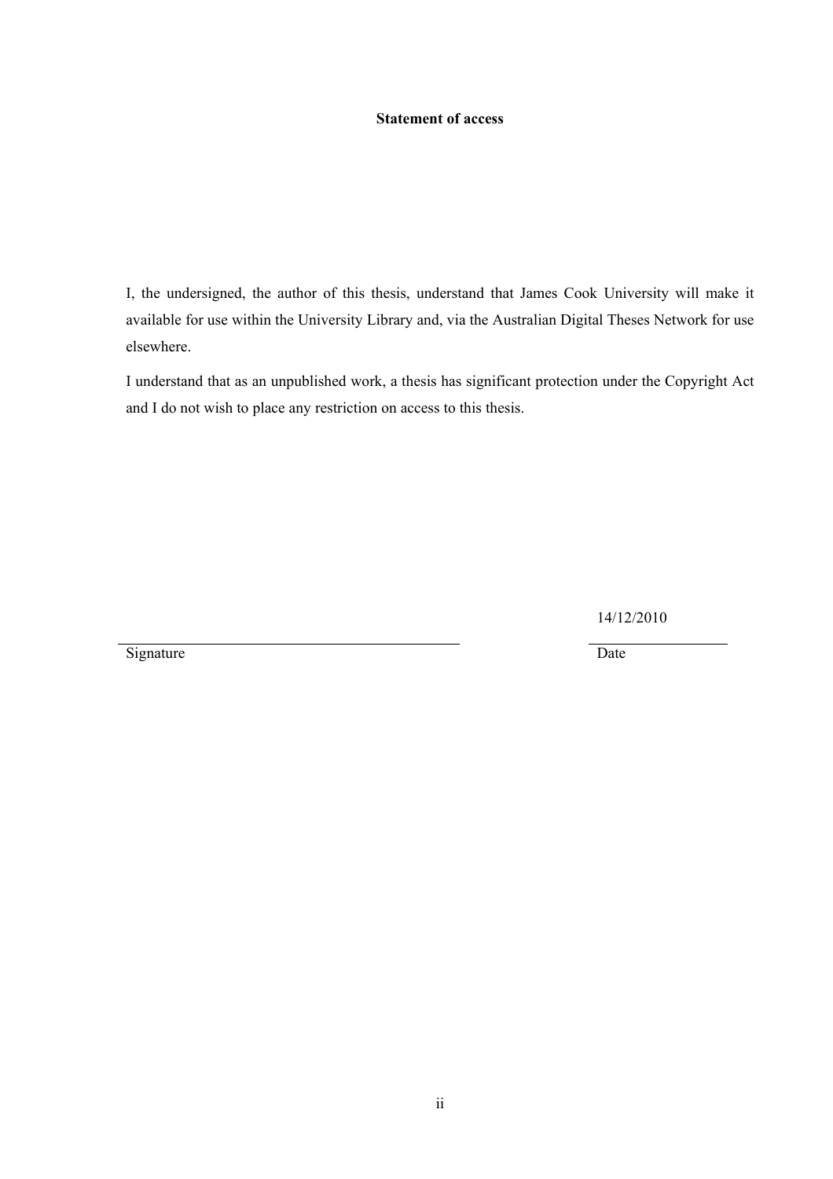**Statement of access**

I, the undersigned, the author of this thesis, understand that James Cook University will make it available for use within the University Library and, via the Australian Digital Theses Network for use elsewhere.

I understand that as an unpublished work, a thesis has significant protection under the Copyright Act and I do not wish to place any restriction on access to this thesis.

14/12/2010

Signature                                                                                                    Date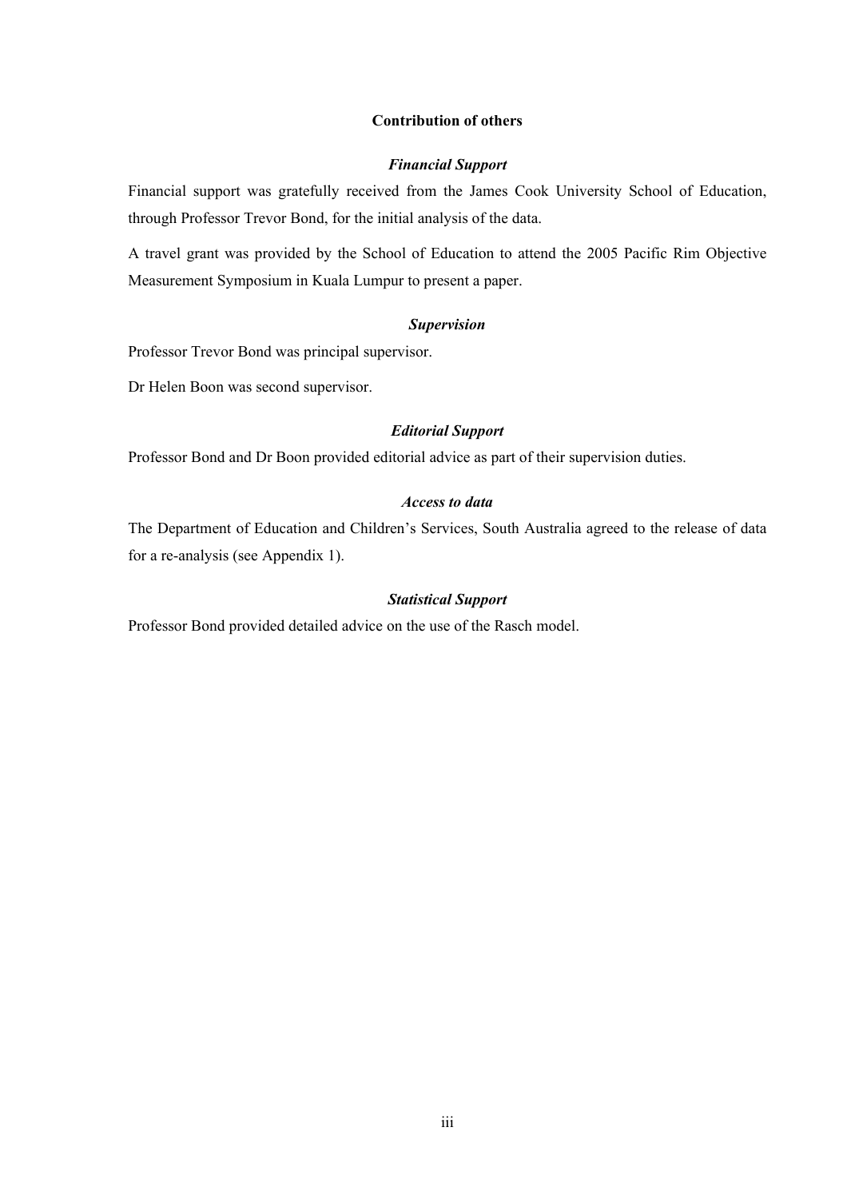## Contribution of others

### *Financial Support*

Financial support was gratefully received from the James Cook University School of Education, through Professor Trevor Bond, for the initial analysis of the data.

A travel grant was provided by the School of Education to attend the 2005 Pacific Rim Objective Measurement Symposium in Kuala Lumpur to present a paper.

### *Supervision*

Professor Trevor Bond was principal supervisor.

Dr Helen Boon was second supervisor.

### *Editorial Support*

Professor Bond and Dr Boon provided editorial advice as part of their supervision duties.

### *Access to data*

The Department of Education and Children's Services, South Australia agreed to the release of data for a re-analysis (see Appendix 1).

### *Statistical Support*

Professor Bond provided detailed advice on the use of the Rasch model.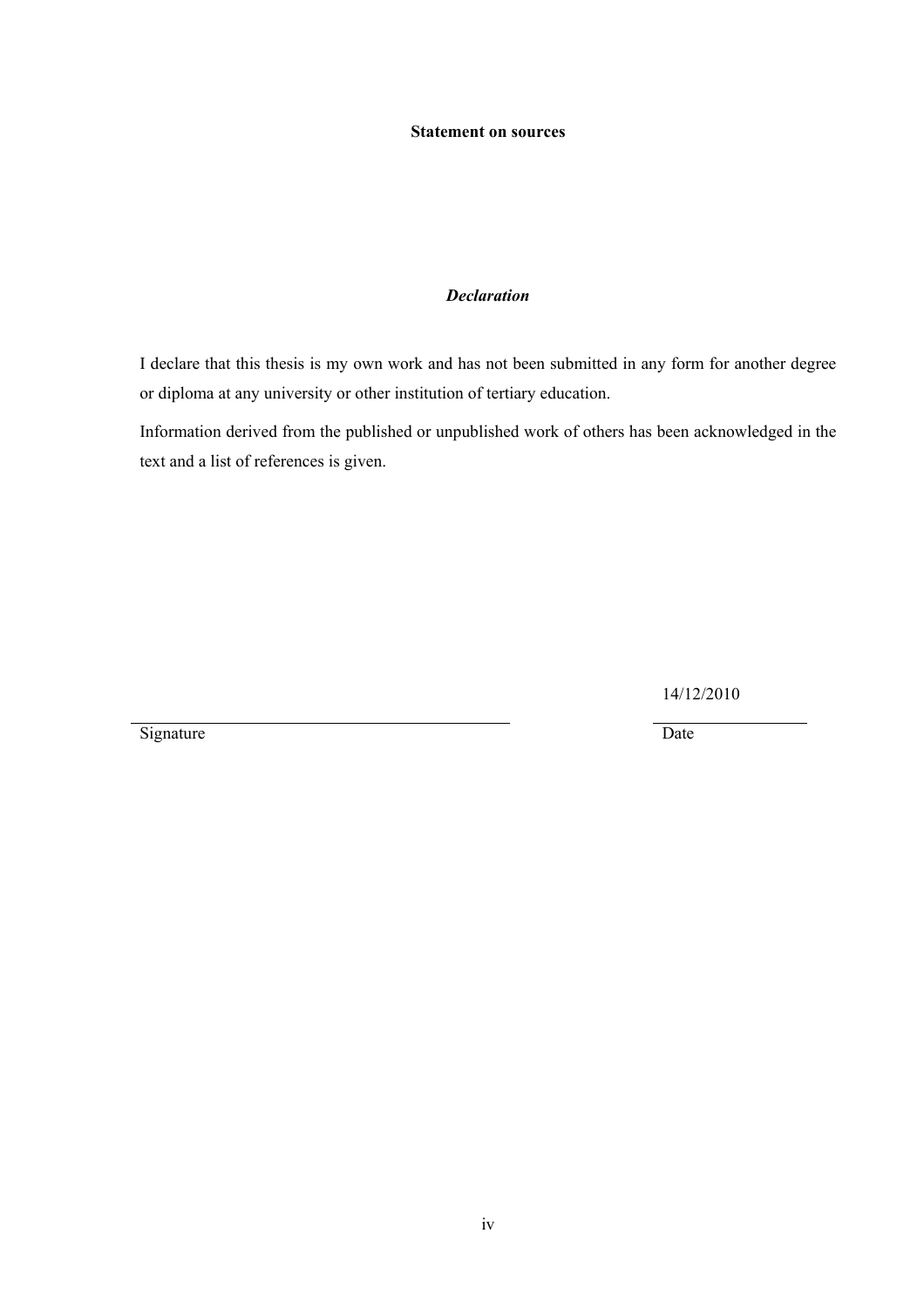# Statement on sources

*Declaration*

I declare that this thesis is my own work and has not been submitted in any form for another degree or diploma at any university or other institution of tertiary education.

Information derived from the published or unpublished work of others has been acknowledged in the text and a list of references is given.

14/12/2010

Signature  Date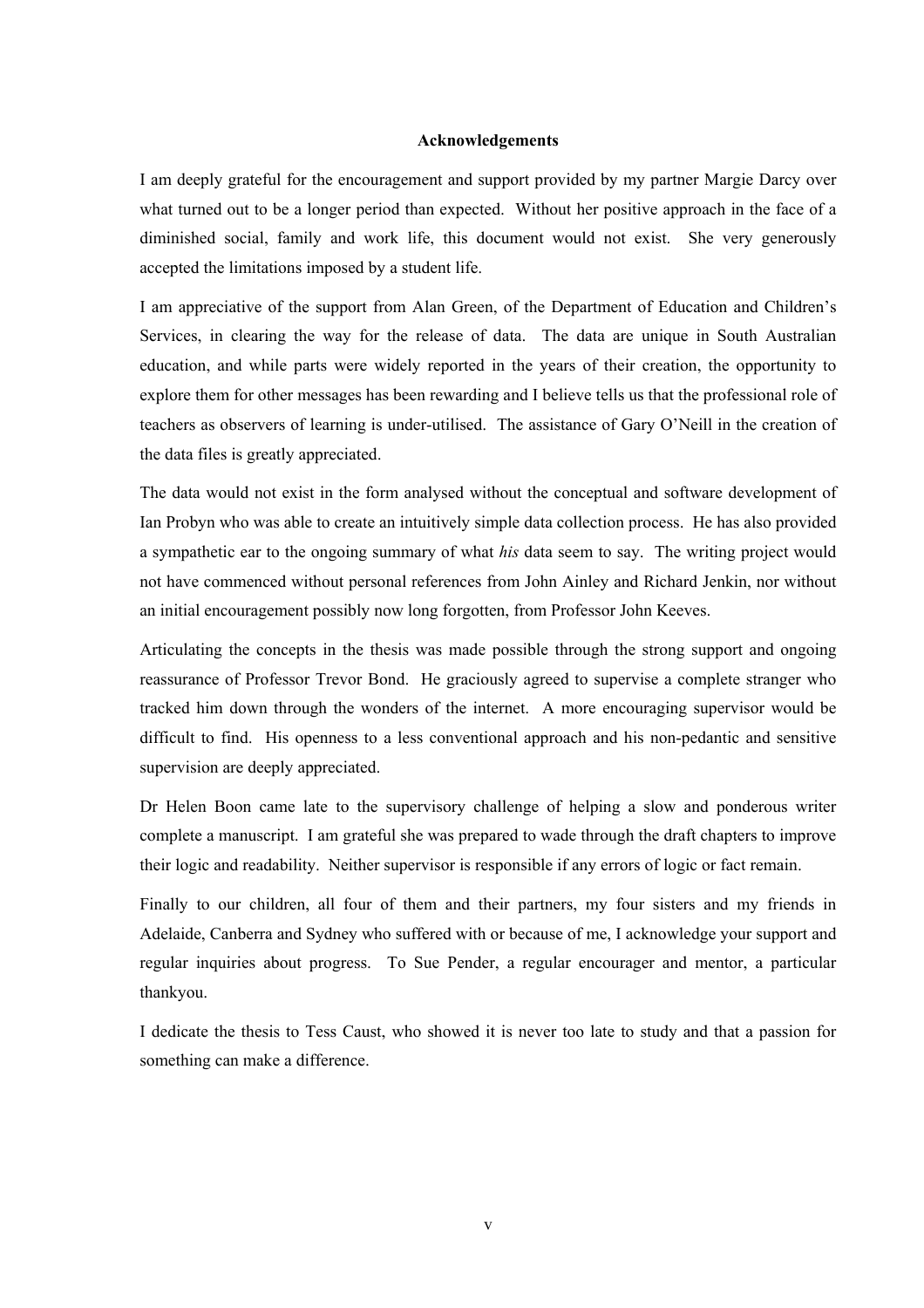**Acknowledgements**

I am deeply grateful for the encouragement and support provided by my partner Margie Darcy over what turned out to be a longer period than expected. Without her positive approach in the face of a diminished social, family and work life, this document would not exist. She very generously accepted the limitations imposed by a student life.

I am appreciative of the support from Alan Green, of the Department of Education and Children's Services, in clearing the way for the release of data. The data are unique in South Australian education, and while parts were widely reported in the years of their creation, the opportunity to explore them for other messages has been rewarding and I believe tells us that the professional role of teachers as observers of learning is under-utilised. The assistance of Gary O'Neill in the creation of the data files is greatly appreciated.

The data would not exist in the form analysed without the conceptual and software development of Ian Probyn who was able to create an intuitively simple data collection process. He has also provided a sympathetic ear to the ongoing summary of what *his* data seem to say. The writing project would not have commenced without personal references from John Ainley and Richard Jenkin, nor without an initial encouragement possibly now long forgotten, from Professor John Keeves.

Articulating the concepts in the thesis was made possible through the strong support and ongoing reassurance of Professor Trevor Bond. He graciously agreed to supervise a complete stranger who tracked him down through the wonders of the internet. A more encouraging supervisor would be difficult to find. His openness to a less conventional approach and his non-pedantic and sensitive supervision are deeply appreciated.

Dr Helen Boon came late to the supervisory challenge of helping a slow and ponderous writer complete a manuscript. I am grateful she was prepared to wade through the draft chapters to improve their logic and readability. Neither supervisor is responsible if any errors of logic or fact remain.

Finally to our children, all four of them and their partners, my four sisters and my friends in Adelaide, Canberra and Sydney who suffered with or because of me, I acknowledge your support and regular inquiries about progress. To Sue Pender, a regular encourager and mentor, a particular thankyou.

I dedicate the thesis to Tess Caust, who showed it is never too late to study and that a passion for something can make a difference.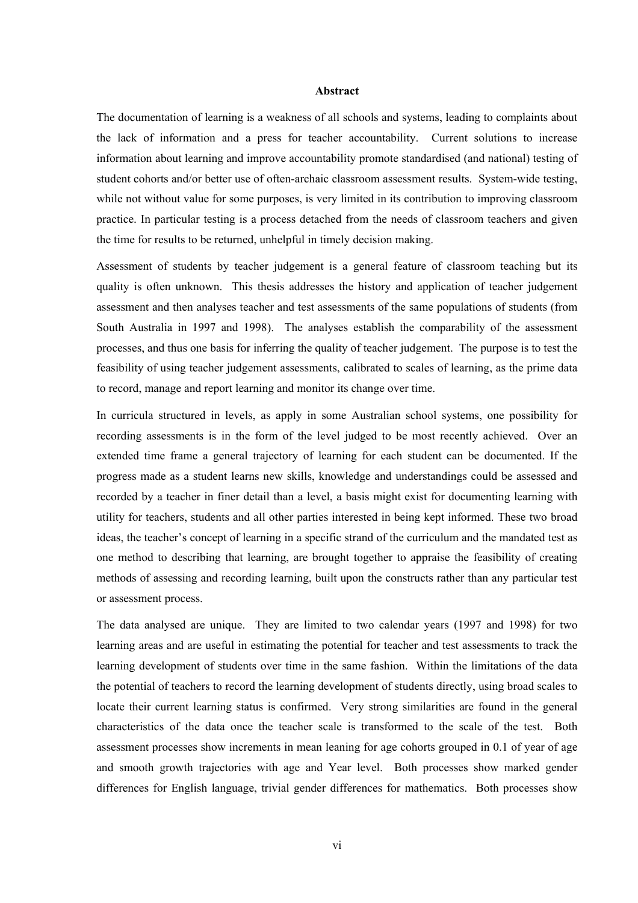**Abstract**

The documentation of learning is a weakness of all schools and systems, leading to complaints about the lack of information and a press for teacher accountability. Current solutions to increase information about learning and improve accountability promote standardised (and national) testing of student cohorts and/or better use of often-archaic classroom assessment results. System-wide testing, while not without value for some purposes, is very limited in its contribution to improving classroom practice. In particular testing is a process detached from the needs of classroom teachers and given the time for results to be returned, unhelpful in timely decision making.

Assessment of students by teacher judgement is a general feature of classroom teaching but its quality is often unknown. This thesis addresses the history and application of teacher judgement assessment and then analyses teacher and test assessments of the same populations of students (from South Australia in 1997 and 1998). The analyses establish the comparability of the assessment processes, and thus one basis for inferring the quality of teacher judgement. The purpose is to test the feasibility of using teacher judgement assessments, calibrated to scales of learning, as the prime data to record, manage and report learning and monitor its change over time.

In curricula structured in levels, as apply in some Australian school systems, one possibility for recording assessments is in the form of the level judged to be most recently achieved. Over an extended time frame a general trajectory of learning for each student can be documented. If the progress made as a student learns new skills, knowledge and understandings could be assessed and recorded by a teacher in finer detail than a level, a basis might exist for documenting learning with utility for teachers, students and all other parties interested in being kept informed. These two broad ideas, the teacher's concept of learning in a specific strand of the curriculum and the mandated test as one method to describing that learning, are brought together to appraise the feasibility of creating methods of assessing and recording learning, built upon the constructs rather than any particular test or assessment process.

The data analysed are unique. They are limited to two calendar years (1997 and 1998) for two learning areas and are useful in estimating the potential for teacher and test assessments to track the learning development of students over time in the same fashion. Within the limitations of the data the potential of teachers to record the learning development of students directly, using broad scales to locate their current learning status is confirmed. Very strong similarities are found in the general characteristics of the data once the teacher scale is transformed to the scale of the test. Both assessment processes show increments in mean leaning for age cohorts grouped in 0.1 of year of age and smooth growth trajectories with age and Year level. Both processes show marked gender differences for English language, trivial gender differences for mathematics. Both processes show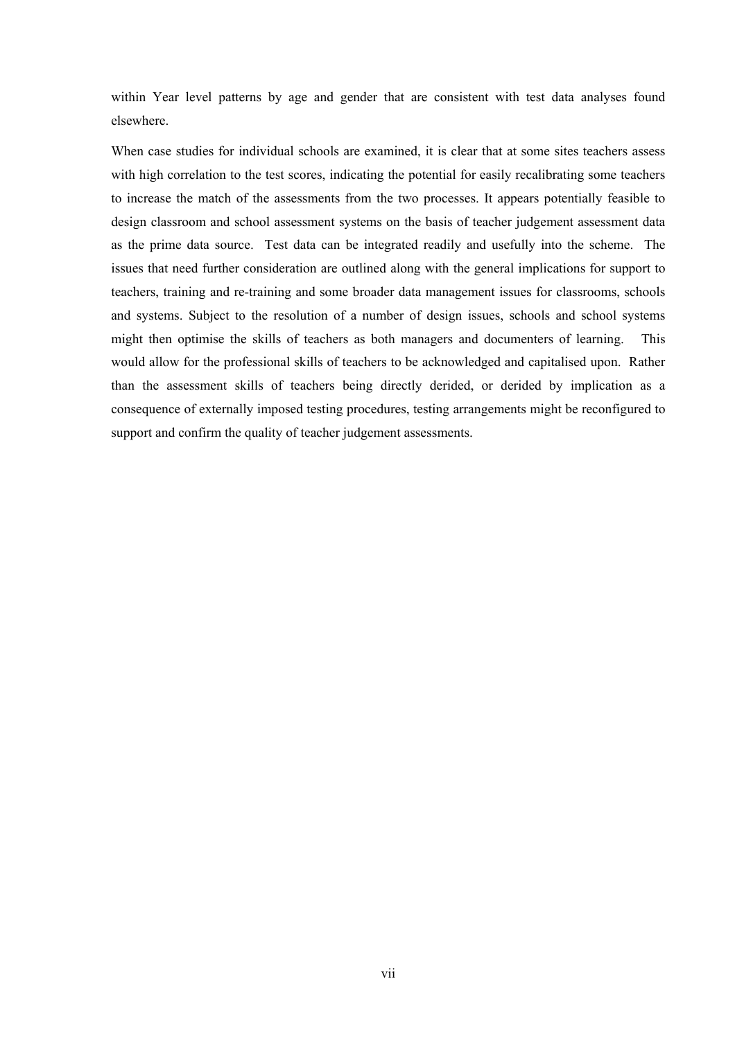within Year level patterns by age and gender that are consistent with test data analyses found elsewhere.

When case studies for individual schools are examined, it is clear that at some sites teachers assess with high correlation to the test scores, indicating the potential for easily recalibrating some teachers to increase the match of the assessments from the two processes. It appears potentially feasible to design classroom and school assessment systems on the basis of teacher judgement assessment data as the prime data source. Test data can be integrated readily and usefully into the scheme. The issues that need further consideration are outlined along with the general implications for support to teachers, training and re-training and some broader data management issues for classrooms, schools and systems. Subject to the resolution of a number of design issues, schools and school systems might then optimise the skills of teachers as both managers and documenters of learning. This would allow for the professional skills of teachers to be acknowledged and capitalised upon. Rather than the assessment skills of teachers being directly derided, or derided by implication as a consequence of externally imposed testing procedures, testing arrangements might be reconfigured to support and confirm the quality of teacher judgement assessments.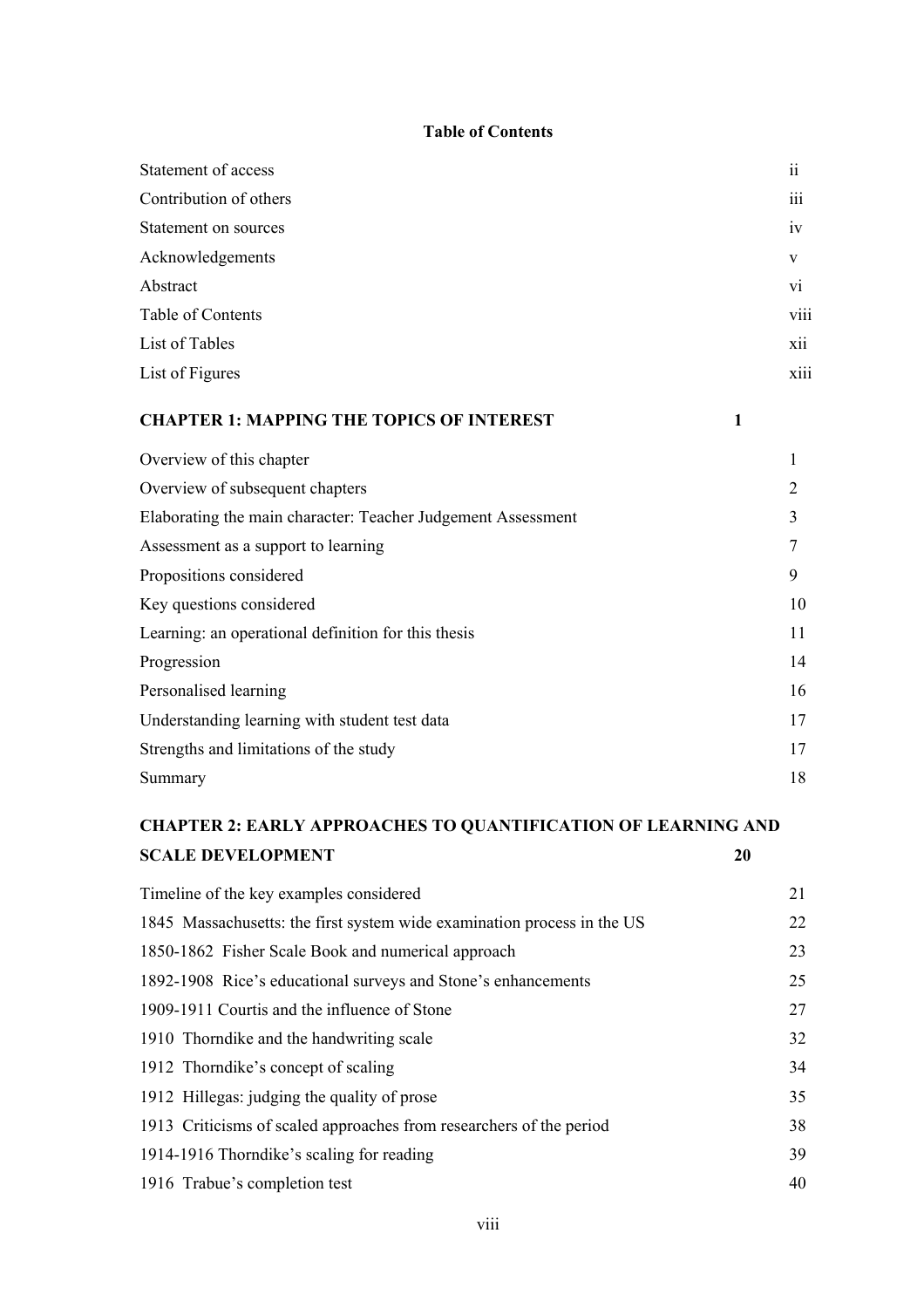**Table of Contents**

| | |
|---|---|
| Statement of access | ii |
| Contribution of others | iii |
| Statement on sources | iv |
| Acknowledgements | v |
| Abstract | vi |
| Table of Contents | viii |
| List of Tables | xii |
| List of Figures | xiii |

**CHAPTER 1: MAPPING THE TOPICS OF INTEREST 1**

| | |
|---|---|
| Overview of this chapter | 1 |
| Overview of subsequent chapters | 2 |
| Elaborating the main character: Teacher Judgement Assessment | 3 |
| Assessment as a support to learning | 7 |
| Propositions considered | 9 |
| Key questions considered | 10 |
| Learning: an operational definition for this thesis | 11 |
| Progression | 14 |
| Personalised learning | 16 |
| Understanding learning with student test data | 17 |
| Strengths and limitations of the study | 17 |
| Summary | 18 |

**CHAPTER 2: EARLY APPROACHES TO QUANTIFICATION OF LEARNING AND SCALE DEVELOPMENT 20**

| | |
|---|---|
| Timeline of the key examples considered | 21 |
| 1845 Massachusetts: the first system wide examination process in the US | 22 |
| 1850-1862 Fisher Scale Book and numerical approach | 23 |
| 1892-1908 Rice's educational surveys and Stone's enhancements | 25 |
| 1909-1911 Courtis and the influence of Stone | 27 |
| 1910 Thorndike and the handwriting scale | 32 |
| 1912 Thorndike's concept of scaling | 34 |
| 1912 Hillegas: judging the quality of prose | 35 |
| 1913 Criticisms of scaled approaches from researchers of the period | 38 |
| 1914-1916 Thorndike's scaling for reading | 39 |
| 1916 Trabue's completion test | 40 |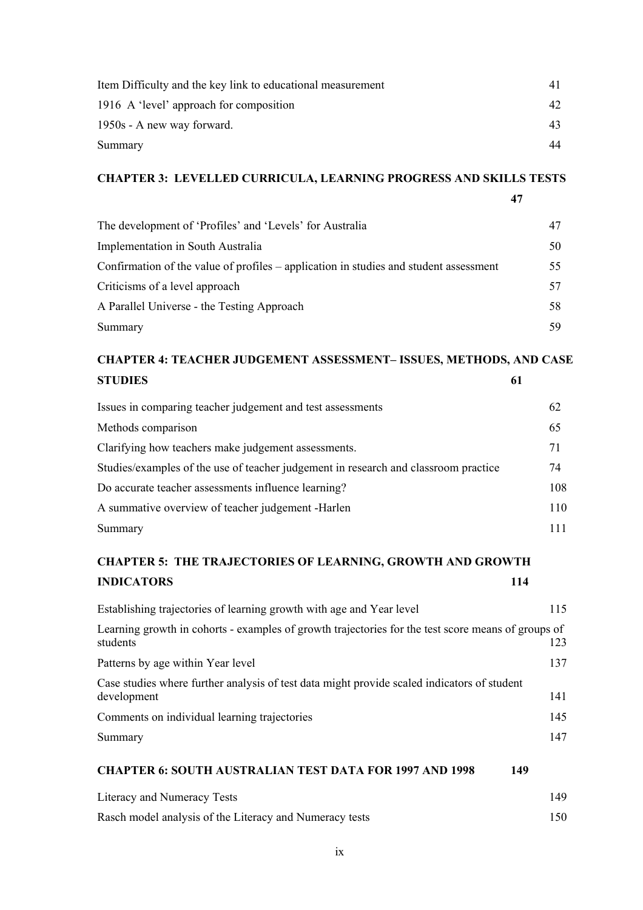Item Difficulty and the key link to educational measurement 41

1916 A 'level' approach for composition 42

1950s - A new way forward. 43

Summary 44

**CHAPTER 3: LEVELLED CURRICULA, LEARNING PROGRESS AND SKILLS TESTS 47**

The development of 'Profiles' and 'Levels' for Australia 47

Implementation in South Australia 50

Confirmation of the value of profiles – application in studies and student assessment 55

Criticisms of a level approach 57

A Parallel Universe - the Testing Approach 58

Summary 59

**CHAPTER 4: TEACHER JUDGEMENT ASSESSMENT– ISSUES, METHODS, AND CASE STUDIES 61**

Issues in comparing teacher judgement and test assessments 62

Methods comparison 65

Clarifying how teachers make judgement assessments. 71

Studies/examples of the use of teacher judgement in research and classroom practice 74

Do accurate teacher assessments influence learning? 108

A summative overview of teacher judgement -Harlen 110

Summary 111

**CHAPTER 5: THE TRAJECTORIES OF LEARNING, GROWTH AND GROWTH INDICATORS 114**

Establishing trajectories of learning growth with age and Year level 115

Learning growth in cohorts - examples of growth trajectories for the test score means of groups of students 123

Patterns by age within Year level 137

Case studies where further analysis of test data might provide scaled indicators of student development 141

Comments on individual learning trajectories 145

Summary 147

**CHAPTER 6: SOUTH AUSTRALIAN TEST DATA FOR 1997 AND 1998 149**

Literacy and Numeracy Tests 149

Rasch model analysis of the Literacy and Numeracy tests 150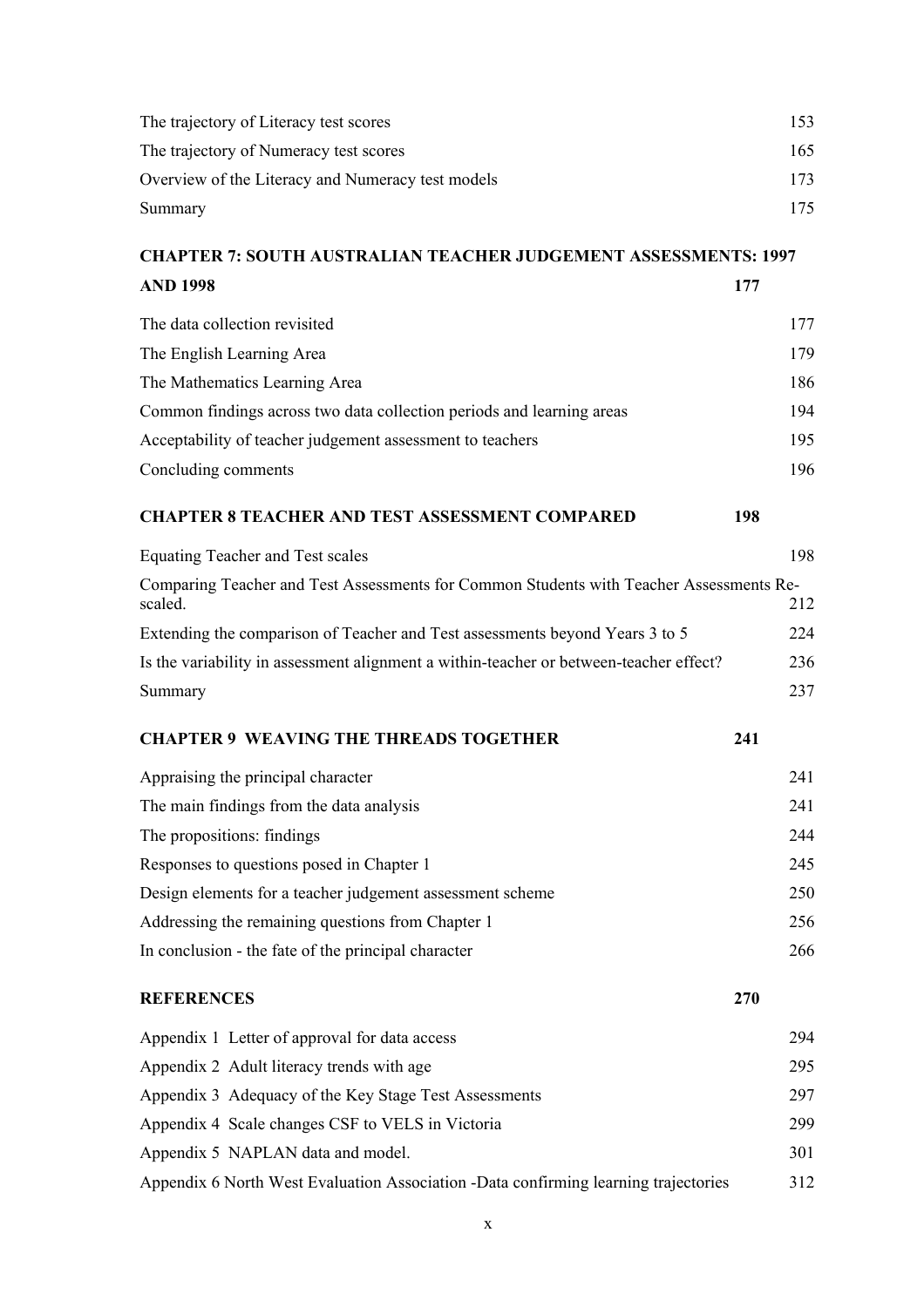The trajectory of Literacy test scores 153

The trajectory of Numeracy test scores 165

Overview of the Literacy and Numeracy test models 173

Summary 175

**CHAPTER 7: SOUTH AUSTRALIAN TEACHER JUDGEMENT ASSESSMENTS: 1997 AND 1998 177**

The data collection revisited 177

The English Learning Area 179

The Mathematics Learning Area 186

Common findings across two data collection periods and learning areas 194

Acceptability of teacher judgement assessment to teachers 195

Concluding comments 196

**CHAPTER 8 TEACHER AND TEST ASSESSMENT COMPARED 198**

Equating Teacher and Test scales 198

Comparing Teacher and Test Assessments for Common Students with Teacher Assessments Re-scaled. 212

Extending the comparison of Teacher and Test assessments beyond Years 3 to 5 224

Is the variability in assessment alignment a within-teacher or between-teacher effect? 236

Summary 237

**CHAPTER 9 WEAVING THE THREADS TOGETHER 241**

Appraising the principal character 241

The main findings from the data analysis 241

The propositions: findings 244

Responses to questions posed in Chapter 1 245

Design elements for a teacher judgement assessment scheme 250

Addressing the remaining questions from Chapter 1 256

In conclusion - the fate of the principal character 266

**REFERENCES 270**

Appendix 1 Letter of approval for data access 294

Appendix 2 Adult literacy trends with age 295

Appendix 3 Adequacy of the Key Stage Test Assessments 297

Appendix 4 Scale changes CSF to VELS in Victoria 299

Appendix 5 NAPLAN data and model. 301

Appendix 6 North West Evaluation Association -Data confirming learning trajectories 312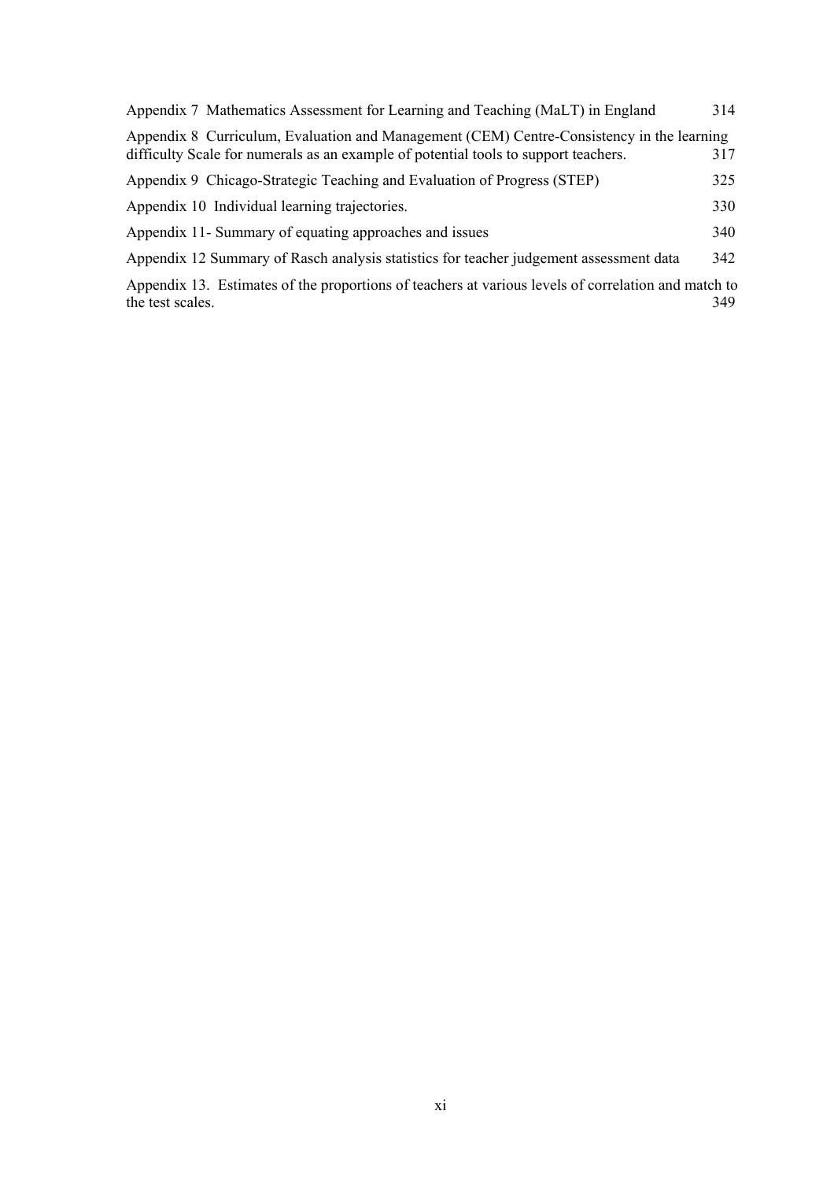Appendix 7 Mathematics Assessment for Learning and Teaching (MaLT) in England 314

Appendix 8 Curriculum, Evaluation and Management (CEM) Centre-Consistency in the learning difficulty Scale for numerals as an example of potential tools to support teachers. 317

Appendix 9 Chicago-Strategic Teaching and Evaluation of Progress (STEP) 325

Appendix 10 Individual learning trajectories. 330

Appendix 11- Summary of equating approaches and issues 340

Appendix 12 Summary of Rasch analysis statistics for teacher judgement assessment data 342

Appendix 13. Estimates of the proportions of teachers at various levels of correlation and match to the test scales. 349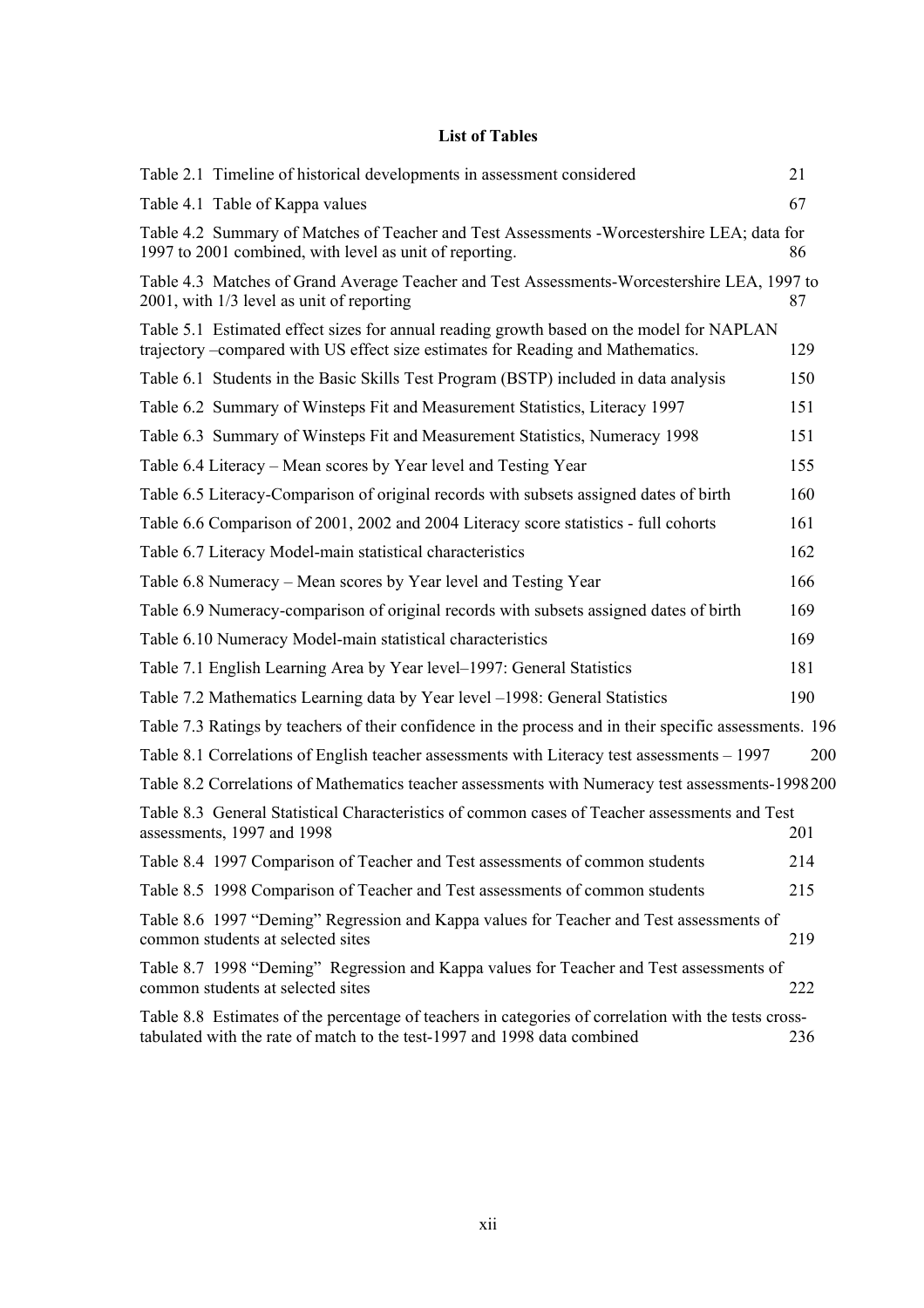**List of Tables**

| | |
|---|---|
| Table 2.1 Timeline of historical developments in assessment considered | 21 |
| Table 4.1 Table of Kappa values | 67 |
| Table 4.2 Summary of Matches of Teacher and Test Assessments -Worcestershire LEA; data for 1997 to 2001 combined, with level as unit of reporting. | 86 |
| Table 4.3 Matches of Grand Average Teacher and Test Assessments-Worcestershire LEA, 1997 to 2001, with 1/3 level as unit of reporting | 87 |
| Table 5.1 Estimated effect sizes for annual reading growth based on the model for NAPLAN trajectory –compared with US effect size estimates for Reading and Mathematics. | 129 |
| Table 6.1 Students in the Basic Skills Test Program (BSTP) included in data analysis | 150 |
| Table 6.2 Summary of Winsteps Fit and Measurement Statistics, Literacy 1997 | 151 |
| Table 6.3 Summary of Winsteps Fit and Measurement Statistics, Numeracy 1998 | 151 |
| Table 6.4 Literacy – Mean scores by Year level and Testing Year | 155 |
| Table 6.5 Literacy-Comparison of original records with subsets assigned dates of birth | 160 |
| Table 6.6 Comparison of 2001, 2002 and 2004 Literacy score statistics - full cohorts | 161 |
| Table 6.7 Literacy Model-main statistical characteristics | 162 |
| Table 6.8 Numeracy – Mean scores by Year level and Testing Year | 166 |
| Table 6.9 Numeracy-comparison of original records with subsets assigned dates of birth | 169 |
| Table 6.10 Numeracy Model-main statistical characteristics | 169 |
| Table 7.1 English Learning Area by Year level–1997: General Statistics | 181 |
| Table 7.2 Mathematics Learning data by Year level –1998: General Statistics | 190 |
| Table 7.3 Ratings by teachers of their confidence in the process and in their specific assessments. | 196 |
| Table 8.1 Correlations of English teacher assessments with Literacy test assessments – 1997 | 200 |
| Table 8.2 Correlations of Mathematics teacher assessments with Numeracy test assessments-1998 | 200 |
| Table 8.3 General Statistical Characteristics of common cases of Teacher assessments and Test assessments, 1997 and 1998 | 201 |
| Table 8.4 1997 Comparison of Teacher and Test assessments of common students | 214 |
| Table 8.5 1998 Comparison of Teacher and Test assessments of common students | 215 |
| Table 8.6 1997 "Deming" Regression and Kappa values for Teacher and Test assessments of common students at selected sites | 219 |
| Table 8.7 1998 "Deming" Regression and Kappa values for Teacher and Test assessments of common students at selected sites | 222 |
| Table 8.8 Estimates of the percentage of teachers in categories of correlation with the tests cross-tabulated with the rate of match to the test-1997 and 1998 data combined | 236 |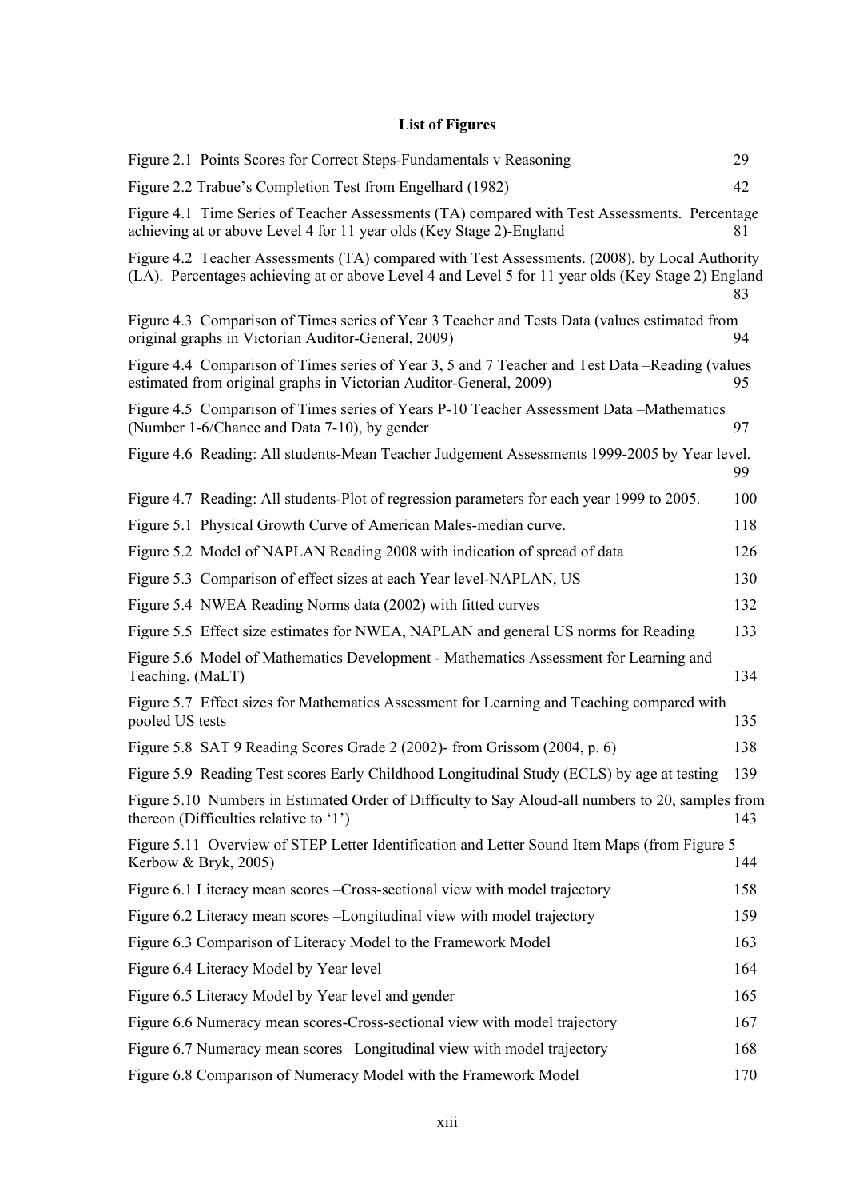## List of Figures

| | |
|---|---|
| Figure 2.1 Points Scores for Correct Steps-Fundamentals v Reasoning | 29 |
| Figure 2.2 Trabue's Completion Test from Engelhard (1982) | 42 |
| Figure 4.1 Time Series of Teacher Assessments (TA) compared with Test Assessments. Percentage achieving at or above Level 4 for 11 year olds (Key Stage 2)-England | 81 |
| Figure 4.2 Teacher Assessments (TA) compared with Test Assessments. (2008), by Local Authority (LA). Percentages achieving at or above Level 4 and Level 5 for 11 year olds (Key Stage 2) England | 83 |
| Figure 4.3 Comparison of Times series of Year 3 Teacher and Tests Data (values estimated from original graphs in Victorian Auditor-General, 2009) | 94 |
| Figure 4.4 Comparison of Times series of Year 3, 5 and 7 Teacher and Test Data –Reading (values estimated from original graphs in Victorian Auditor-General, 2009) | 95 |
| Figure 4.5 Comparison of Times series of Years P-10 Teacher Assessment Data –Mathematics (Number 1-6/Chance and Data 7-10), by gender | 97 |
| Figure 4.6 Reading: All students-Mean Teacher Judgement Assessments 1999-2005 by Year level. | 99 |
| Figure 4.7 Reading: All students-Plot of regression parameters for each year 1999 to 2005. | 100 |
| Figure 5.1 Physical Growth Curve of American Males-median curve. | 118 |
| Figure 5.2 Model of NAPLAN Reading 2008 with indication of spread of data | 126 |
| Figure 5.3 Comparison of effect sizes at each Year level-NAPLAN, US | 130 |
| Figure 5.4 NWEA Reading Norms data (2002) with fitted curves | 132 |
| Figure 5.5 Effect size estimates for NWEA, NAPLAN and general US norms for Reading | 133 |
| Figure 5.6 Model of Mathematics Development - Mathematics Assessment for Learning and Teaching, (MaLT) | 134 |
| Figure 5.7 Effect sizes for Mathematics Assessment for Learning and Teaching compared with pooled US tests | 135 |
| Figure 5.8 SAT 9 Reading Scores Grade 2 (2002)- from Grissom (2004, p. 6) | 138 |
| Figure 5.9 Reading Test scores Early Childhood Longitudinal Study (ECLS) by age at testing | 139 |
| Figure 5.10 Numbers in Estimated Order of Difficulty to Say Aloud-all numbers to 20, samples from thereon (Difficulties relative to '1') | 143 |
| Figure 5.11 Overview of STEP Letter Identification and Letter Sound Item Maps (from Figure 5 Kerbow & Bryk, 2005) | 144 |
| Figure 6.1 Literacy mean scores –Cross-sectional view with model trajectory | 158 |
| Figure 6.2 Literacy mean scores –Longitudinal view with model trajectory | 159 |
| Figure 6.3 Comparison of Literacy Model to the Framework Model | 163 |
| Figure 6.4 Literacy Model by Year level | 164 |
| Figure 6.5 Literacy Model by Year level and gender | 165 |
| Figure 6.6 Numeracy mean scores-Cross-sectional view with model trajectory | 167 |
| Figure 6.7 Numeracy mean scores –Longitudinal view with model trajectory | 168 |
| Figure 6.8 Comparison of Numeracy Model with the Framework Model | 170 |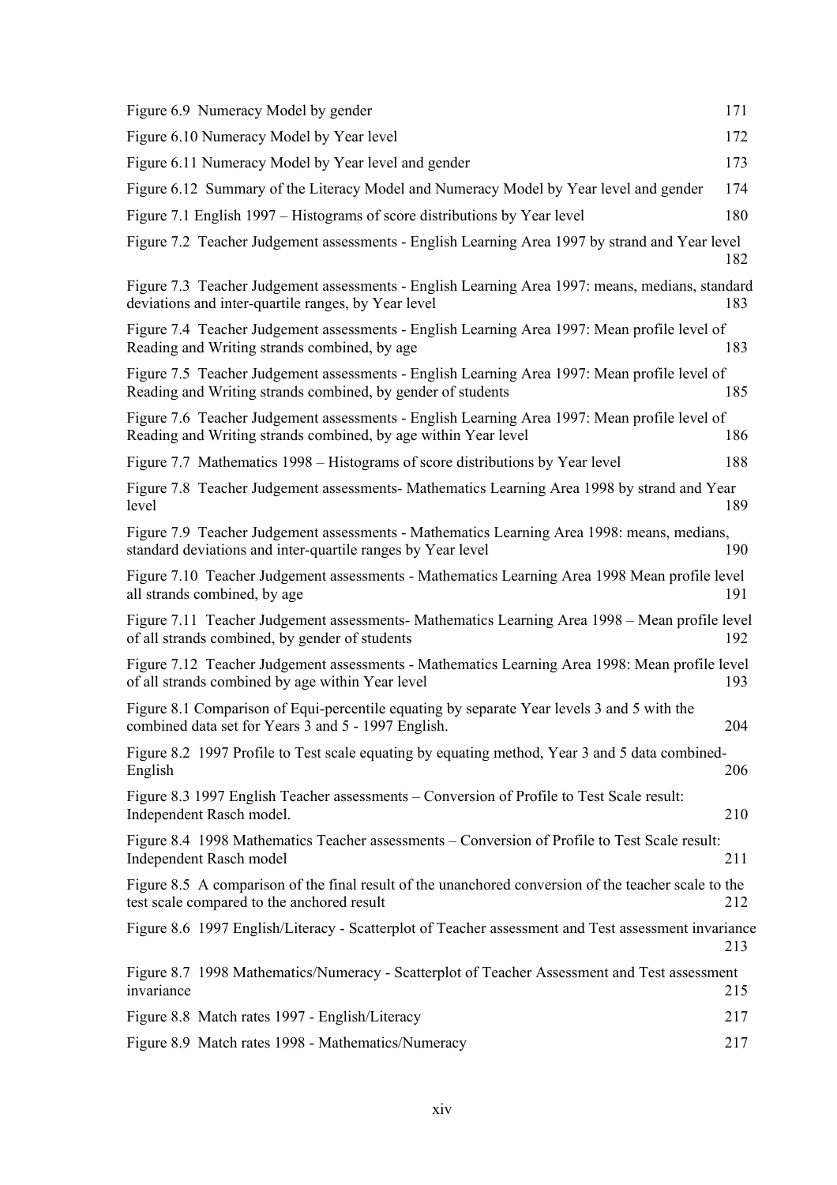Figure 6.9 Numeracy Model by gender 171

Figure 6.10 Numeracy Model by Year level 172

Figure 6.11 Numeracy Model by Year level and gender 173

Figure 6.12 Summary of the Literacy Model and Numeracy Model by Year level and gender 174

Figure 7.1 English 1997 – Histograms of score distributions by Year level 180

Figure 7.2 Teacher Judgement assessments - English Learning Area 1997 by strand and Year level 182

Figure 7.3 Teacher Judgement assessments - English Learning Area 1997: means, medians, standard deviations and inter-quartile ranges, by Year level 183

Figure 7.4 Teacher Judgement assessments - English Learning Area 1997: Mean profile level of Reading and Writing strands combined, by age 183

Figure 7.5 Teacher Judgement assessments - English Learning Area 1997: Mean profile level of Reading and Writing strands combined, by gender of students 185

Figure 7.6 Teacher Judgement assessments - English Learning Area 1997: Mean profile level of Reading and Writing strands combined, by age within Year level 186

Figure 7.7 Mathematics 1998 – Histograms of score distributions by Year level 188

Figure 7.8 Teacher Judgement assessments- Mathematics Learning Area 1998 by strand and Year level 189

Figure 7.9 Teacher Judgement assessments - Mathematics Learning Area 1998: means, medians, standard deviations and inter-quartile ranges by Year level 190

Figure 7.10 Teacher Judgement assessments - Mathematics Learning Area 1998 Mean profile level all strands combined, by age 191

Figure 7.11 Teacher Judgement assessments- Mathematics Learning Area 1998 – Mean profile level of all strands combined, by gender of students 192

Figure 7.12 Teacher Judgement assessments - Mathematics Learning Area 1998: Mean profile level of all strands combined by age within Year level 193

Figure 8.1 Comparison of Equi-percentile equating by separate Year levels 3 and 5 with the combined data set for Years 3 and 5 - 1997 English. 204

Figure 8.2 1997 Profile to Test scale equating by equating method, Year 3 and 5 data combined-English 206

Figure 8.3 1997 English Teacher assessments – Conversion of Profile to Test Scale result: Independent Rasch model. 210

Figure 8.4 1998 Mathematics Teacher assessments – Conversion of Profile to Test Scale result: Independent Rasch model 211

Figure 8.5 A comparison of the final result of the unanchored conversion of the teacher scale to the test scale compared to the anchored result 212

Figure 8.6 1997 English/Literacy - Scatterplot of Teacher assessment and Test assessment invariance 213

Figure 8.7 1998 Mathematics/Numeracy - Scatterplot of Teacher Assessment and Test assessment invariance 215

Figure 8.8 Match rates 1997 - English/Literacy 217

Figure 8.9 Match rates 1998 - Mathematics/Numeracy 217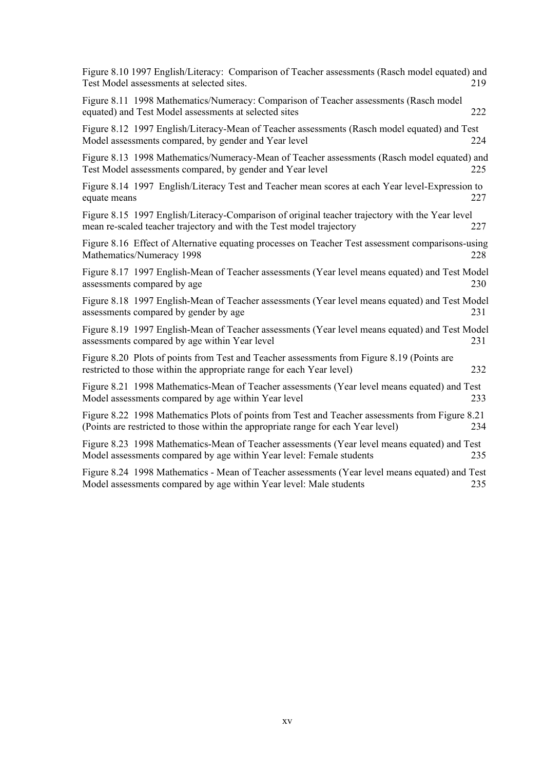Figure 8.10 1997 English/Literacy: Comparison of Teacher assessments (Rasch model equated) and Test Model assessments at selected sites. 219

Figure 8.11 1998 Mathematics/Numeracy: Comparison of Teacher assessments (Rasch model equated) and Test Model assessments at selected sites 222

Figure 8.12 1997 English/Literacy-Mean of Teacher assessments (Rasch model equated) and Test Model assessments compared, by gender and Year level 224

Figure 8.13 1998 Mathematics/Numeracy-Mean of Teacher assessments (Rasch model equated) and Test Model assessments compared, by gender and Year level 225

Figure 8.14 1997 English/Literacy Test and Teacher mean scores at each Year level-Expression to equate means 227

Figure 8.15 1997 English/Literacy-Comparison of original teacher trajectory with the Year level mean re-scaled teacher trajectory and with the Test model trajectory 227

Figure 8.16 Effect of Alternative equating processes on Teacher Test assessment comparisons-using Mathematics/Numeracy 1998 228

Figure 8.17 1997 English-Mean of Teacher assessments (Year level means equated) and Test Model assessments compared by age 230

Figure 8.18 1997 English-Mean of Teacher assessments (Year level means equated) and Test Model assessments compared by gender by age 231

Figure 8.19 1997 English-Mean of Teacher assessments (Year level means equated) and Test Model assessments compared by age within Year level 231

Figure 8.20 Plots of points from Test and Teacher assessments from Figure 8.19 (Points are restricted to those within the appropriate range for each Year level) 232

Figure 8.21 1998 Mathematics-Mean of Teacher assessments (Year level means equated) and Test Model assessments compared by age within Year level 233

Figure 8.22 1998 Mathematics Plots of points from Test and Teacher assessments from Figure 8.21 (Points are restricted to those within the appropriate range for each Year level) 234

Figure 8.23 1998 Mathematics-Mean of Teacher assessments (Year level means equated) and Test Model assessments compared by age within Year level: Female students 235

Figure 8.24 1998 Mathematics - Mean of Teacher assessments (Year level means equated) and Test Model assessments compared by age within Year level: Male students 235